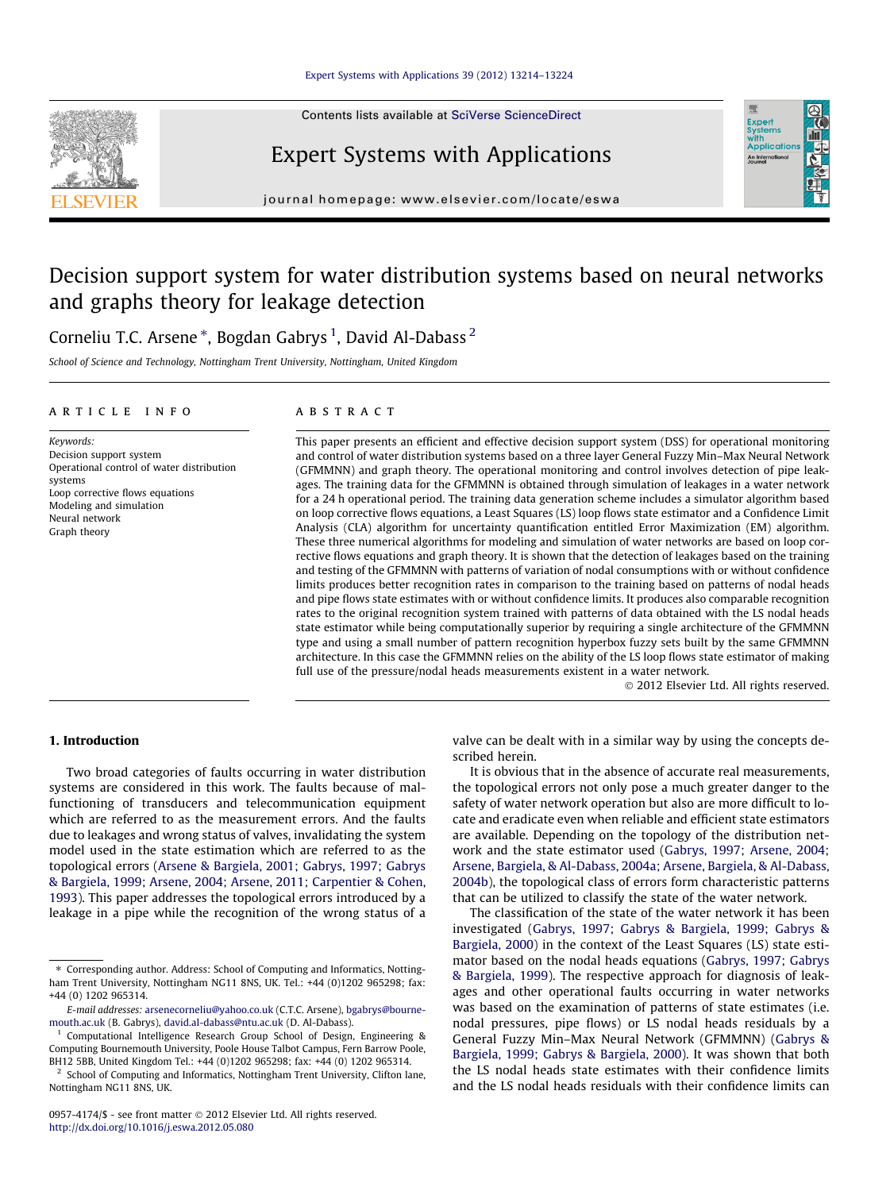# Decision support system for water distribution systems based on neural networks and graphs theory for leakage detection

Corneliu T.C. Arsene *, Bogdan Gabrys [1], David Al-Dabass [2]

*School of Science and Technology, Nottingham Trent University, Nottingham, United Kingdom*

## ARTICLE INFO

*Keywords:*
Decision support system
Operational control of water distribution systems
Loop corrective flows equations
Modeling and simulation
Neural network
Graph theory

## ABSTRACT

This paper presents an efficient and effective decision support system (DSS) for operational monitoring and control of water distribution systems based on a three layer General Fuzzy Min–Max Neural Network (GFMMNN) and graph theory. The operational monitoring and control involves detection of pipe leakages. The training data for the GFMMNN is obtained through simulation of leakages in a water network for a 24 h operational period. The training data generation scheme includes a simulator algorithm based on loop corrective flows equations, a Least Squares (LS) loop flows state estimator and a Confidence Limit Analysis (CLA) algorithm for uncertainty quantification entitled Error Maximization (EM) algorithm. These three numerical algorithms for modeling and simulation of water networks are based on loop corrective flows equations and graph theory. It is shown that the detection of leakages based on the training and testing of the GFMMNN with patterns of variation of nodal consumptions with or without confidence limits produces better recognition rates in comparison to the training based on patterns of nodal heads and pipe flows state estimates with or without confidence limits. It produces also comparable recognition rates to the original recognition system trained with patterns of data obtained with the LS nodal heads state estimator while being computationally superior by requiring a single architecture of the GFMMNN type and using a small number of pattern recognition hyperbox fuzzy sets built by the same GFMMNN architecture. In this case the GFMMNN relies on the ability of the LS loop flows state estimator of making full use of the pressure/nodal heads measurements existent in a water network.

© 2012 Elsevier Ltd. All rights reserved.

## 1. Introduction

Two broad categories of faults occurring in water distribution systems are considered in this work. The faults because of malfunctioning of transducers and telecommunication equipment which are referred to as the measurement errors. And the faults due to leakages and wrong status of valves, invalidating the system model used in the state estimation which are referred to as the topological errors (Arsene & Bargiela, 2001; Gabrys, 1997; Gabrys & Bargiela, 1999; Arsene, 2004; Arsene, 2011; Carpentier & Cohen, 1993). This paper addresses the topological errors introduced by a leakage in a pipe while the recognition of the wrong status of a valve can be dealt with in a similar way by using the concepts described herein.

It is obvious that in the absence of accurate real measurements, the topological errors not only pose a much greater danger to the safety of water network operation but also are more difficult to locate and eradicate even when reliable and efficient state estimators are available. Depending on the topology of the distribution network and the state estimator used (Gabrys, 1997; Arsene, 2004; Arsene, Bargiela, & Al-Dabass, 2004a; Arsene, Bargiela, & Al-Dabass, 2004b), the topological class of errors form characteristic patterns that can be utilized to classify the state of the water network.

The classification of the state of the water network it has been investigated (Gabrys, 1997; Gabrys & Bargiela, 1999; Gabrys & Bargiela, 2000) in the context of the Least Squares (LS) state estimator based on the nodal heads equations (Gabrys, 1997; Gabrys & Bargiela, 1999). The respective approach for diagnosis of leakages and other operational faults occurring in water networks was based on the examination of patterns of state estimates (i.e. nodal pressures, pipe flows) or LS nodal heads residuals by a General Fuzzy Min–Max Neural Network (GFMMNN) (Gabrys & Bargiela, 1999; Gabrys & Bargiela, 2000). It was shown that both the LS nodal heads state estimates with their confidence limits and the LS nodal heads residuals with their confidence limits can

---

* Corresponding author. Address: School of Computing and Informatics, Nottingham Trent University, Nottingham NG11 8NS, UK. Tel.: +44 (0)1202 965298; fax: +44 (0) 1202 965314.

*E-mail addresses:* arsenecorneliu@yahoo.co.uk (C.T.C. Arsene), bgabrys@bournemouth.ac.uk (B. Gabrys), david.al-dabass@ntu.ac.uk (D. Al-Dabass).

[1] Computational Intelligence Research Group School of Design, Engineering & Computing Bournemouth University, Poole House Talbot Campus, Fern Barrow Poole, BH12 5BB, United Kingdom Tel.: +44 (0)1202 965298; fax: +44 (0) 1202 965314.

[2] School of Computing and Informatics, Nottingham Trent University, Clifton lane, Nottingham NG11 8NS, UK.

0957-4174/$ - see front matter © 2012 Elsevier Ltd. All rights reserved.
http://dx.doi.org/10.1016/j.eswa.2012.05.080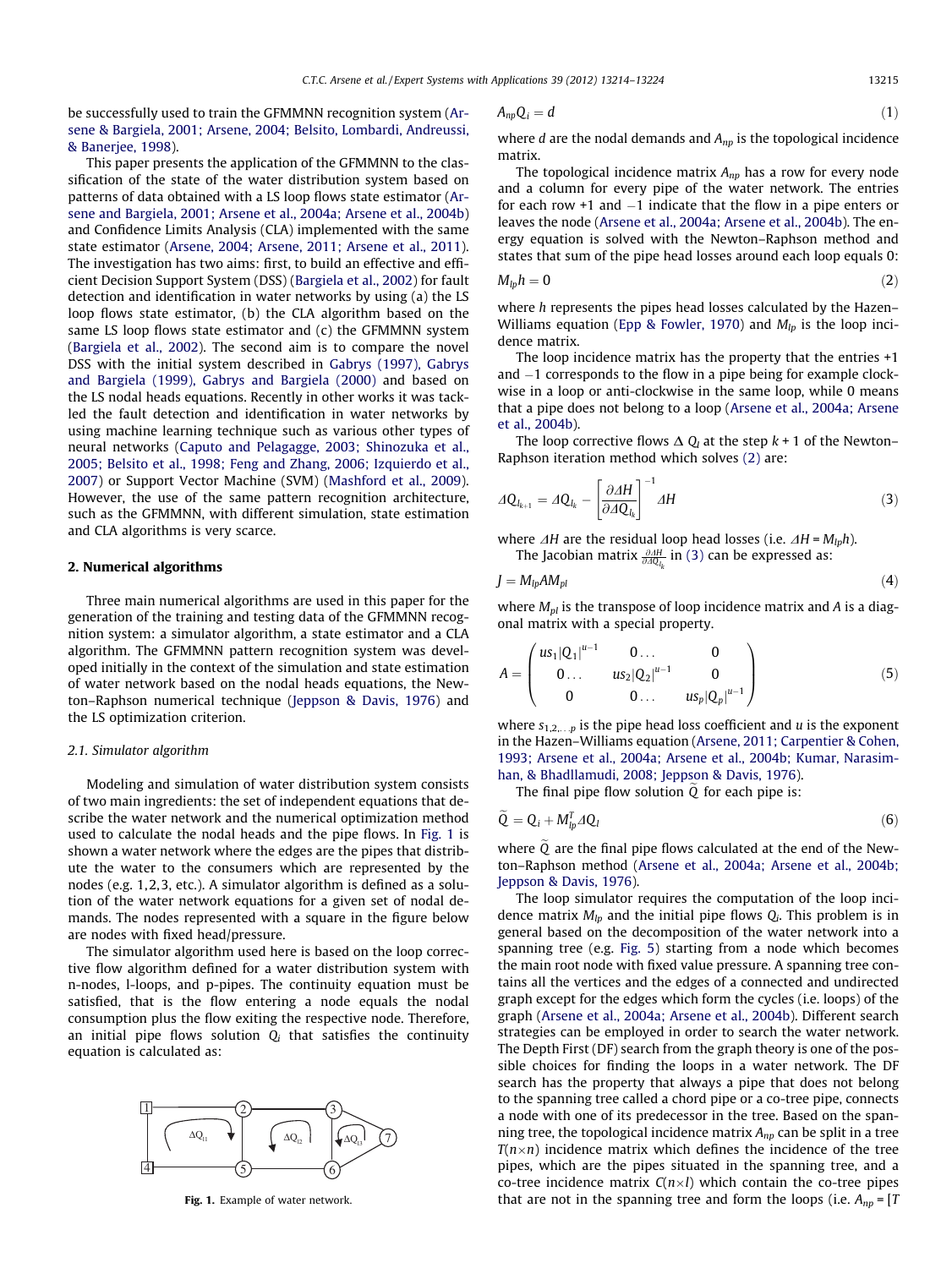be successfully used to train the GFMMNN recognition system (Arsene & Bargiela, 2001; Arsene, 2004; Belsito, Lombardi, Andreussi, & Banerjee, 1998).

This paper presents the application of the GFMMNN to the classification of the state of the water distribution system based on patterns of data obtained with a LS loop flows state estimator (Arsene and Bargiela, 2001; Arsene et al., 2004a; Arsene et al., 2004b) and Confidence Limits Analysis (CLA) implemented with the same state estimator (Arsene, 2004; Arsene, 2011; Arsene et al., 2011). The investigation has two aims: first, to build an effective and efficient Decision Support System (DSS) (Bargiela et al., 2002) for fault detection and identification in water networks by using (a) the LS loop flows state estimator, (b) the CLA algorithm based on the same LS loop flows state estimator and (c) the GFMMNN system (Bargiela et al., 2002). The second aim is to compare the novel DSS with the initial system described in Gabrys (1997), Gabrys and Bargiela (1999), Gabrys and Bargiela (2000) and based on the LS nodal heads equations. Recently in other works it was tackled the fault detection and identification in water networks by using machine learning technique such as various other types of neural networks (Caputo and Pelagagge, 2003; Shinozuka et al., 2005; Belsito et al., 1998; Feng and Zhang, 2006; Izquierdo et al., 2007) or Support Vector Machine (SVM) (Mashford et al., 2009). However, the use of the same pattern recognition architecture, such as the GFMMNN, with different simulation, state estimation and CLA algorithms is very scarce.

## 2. Numerical algorithms

Three main numerical algorithms are used in this paper for the generation of the training and testing data of the GFMMNN recognition system: a simulator algorithm, a state estimator and a CLA algorithm. The GFMMNN pattern recognition system was developed initially in the context of the simulation and state estimation of water network based on the nodal heads equations, the Newton–Raphson numerical technique (Jeppson & Davis, 1976) and the LS optimization criterion.

### 2.1. Simulator algorithm

Modeling and simulation of water distribution system consists of two main ingredients: the set of independent equations that describe the water network and the numerical optimization method used to calculate the nodal heads and the pipe flows. In Fig. 1 is shown a water network where the edges are the pipes that distribute the water to the consumers which are represented by the nodes (e.g. 1,2,3, etc.). A simulator algorithm is defined as a solution of the water network equations for a given set of nodal demands. The nodes represented with a square in the figure below are nodes with fixed head/pressure.

The simulator algorithm used here is based on the loop corrective flow algorithm defined for a water distribution system with n-nodes, l-loops, and p-pipes. The continuity equation must be satisfied, that is the flow entering a node equals the nodal consumption plus the flow exiting the respective node. Therefore, an initial pipe flows solution $Q_i$ that satisfies the continuity equation is calculated as:

Fig. 1. Example of water network.

$$A_{np}Q_i = d \tag{1}$$

where $d$ are the nodal demands and $A_{np}$ is the topological incidence matrix.

The topological incidence matrix $A_{np}$ has a row for every node and a column for every pipe of the water network. The entries for each row +1 and −1 indicate that the flow in a pipe enters or leaves the node (Arsene et al., 2004a; Arsene et al., 2004b). The energy equation is solved with the Newton–Raphson method and states that sum of the pipe head losses around each loop equals 0:

$$M_{lp}h = 0 \tag{2}$$

where $h$ represents the pipes head losses calculated by the Hazen–Williams equation (Epp & Fowler, 1970) and $M_{lp}$ is the loop incidence matrix.

The loop incidence matrix has the property that the entries +1 and −1 corresponds to the flow in a pipe being for example clockwise in a loop or anti-clockwise in the same loop, while 0 means that a pipe does not belong to a loop (Arsene et al., 2004a; Arsene et al., 2004b).

The loop corrective flows $\Delta Q_l$ at the step $k + 1$ of the Newton–Raphson iteration method which solves (2) are:

$$\Delta Q_{l_{k+1}} = \Delta Q_{l_k} - \left[\frac{\partial \Delta H}{\partial \Delta Q_{l_k}}\right]^{-1} \Delta H \tag{3}$$

where $\Delta H$ are the residual loop head losses (i.e. $\Delta H = M_{lp}h$).

The Jacobian matrix $\frac{\partial \Delta H}{\partial \Delta Q_{l_k}}$ in (3) can be expressed as:

$$J = M_{lp}AM_{pl} \tag{4}$$

where $M_{pl}$ is the transpose of loop incidence matrix and $A$ is a diagonal matrix with a special property.

$$A = \begin{pmatrix} us_1|Q_1|^{u-1} & 0\ldots & 0 \\ 0\ldots & us_2|Q_2|^{u-1} & 0 \\ 0 & 0\ldots & us_p|Q_p|^{u-1} \end{pmatrix} \tag{5}$$

where $s_{1,2,\ldots p}$ is the pipe head loss coefficient and $u$ is the exponent in the Hazen–Williams equation (Arsene, 2011; Carpentier & Cohen, 1993; Arsene et al., 2004a; Arsene et al., 2004b; Kumar, Narasimhan, & Bhadllamudi, 2008; Jeppson & Davis, 1976).

The final pipe flow solution $\tilde{Q}$ for each pipe is:

$$\tilde{Q} = Q_i + M_{lp}^T \Delta Q_l \tag{6}$$

where $\tilde{Q}$ are the final pipe flows calculated at the end of the Newton–Raphson method (Arsene et al., 2004a; Arsene et al., 2004b; Jeppson & Davis, 1976).

The loop simulator requires the computation of the loop incidence matrix $M_{lp}$ and the initial pipe flows $Q_i$. This problem is in general based on the decomposition of the water network into a spanning tree (e.g. Fig. 5) starting from a node which becomes the main root node with fixed value pressure. A spanning tree contains all the vertices and the edges of a connected and undirected graph except for the edges which form the cycles (i.e. loops) of the graph (Arsene et al., 2004a; Arsene et al., 2004b). Different search strategies can be employed in order to search the water network. The Depth First (DF) search from the graph theory is one of the possible choices for finding the loops in a water network. The DF search has the property that always a pipe that does not belong to the spanning tree called a chord pipe or a co-tree pipe, connects a node with one of its predecessor in the tree. Based on the spanning tree, the topological incidence matrix $A_{np}$ can be split in a tree $T(n\times n)$ incidence matrix which defines the incidence of the tree pipes, which are the pipes situated in the spanning tree, and a co-tree incidence matrix $C(n\times l)$ which contain the co-tree pipes that are not in the spanning tree and form the loops (i.e. $A_{np} = [T$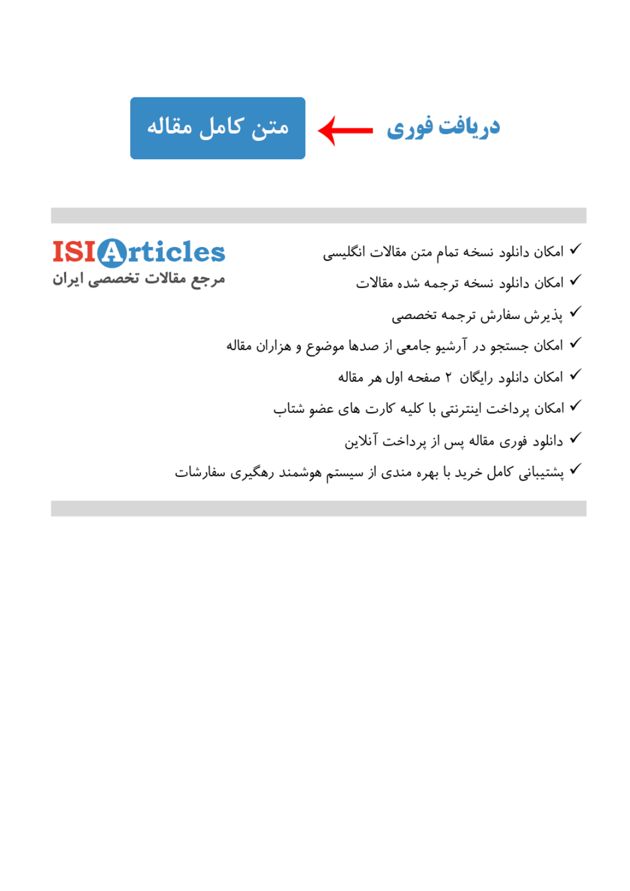دریافت فوری ← متن کامل مقاله

**ISIArticles**
مرجع مقالات تخصصی ایران

- ✓ امکان دانلود نسخه تمام متن مقالات انگلیسی
- ✓ امکان دانلود نسخه ترجمه شده مقالات
- ✓ پذیرش سفارش ترجمه تخصصی
- ✓ امکان جستجو در آرشیو جامعی از صدها موضوع و هزاران مقاله
- ✓ امکان دانلود رایگان ۲ صفحه اول هر مقاله
- ✓ امکان پرداخت اینترنتی با کلیه کارت های عضو شتاب
- ✓ دانلود فوری مقاله پس از پرداخت آنلاین
- ✓ پشتیبانی کامل خرید با بهره مندی از سیستم هوشمند رهگیری سفارشات